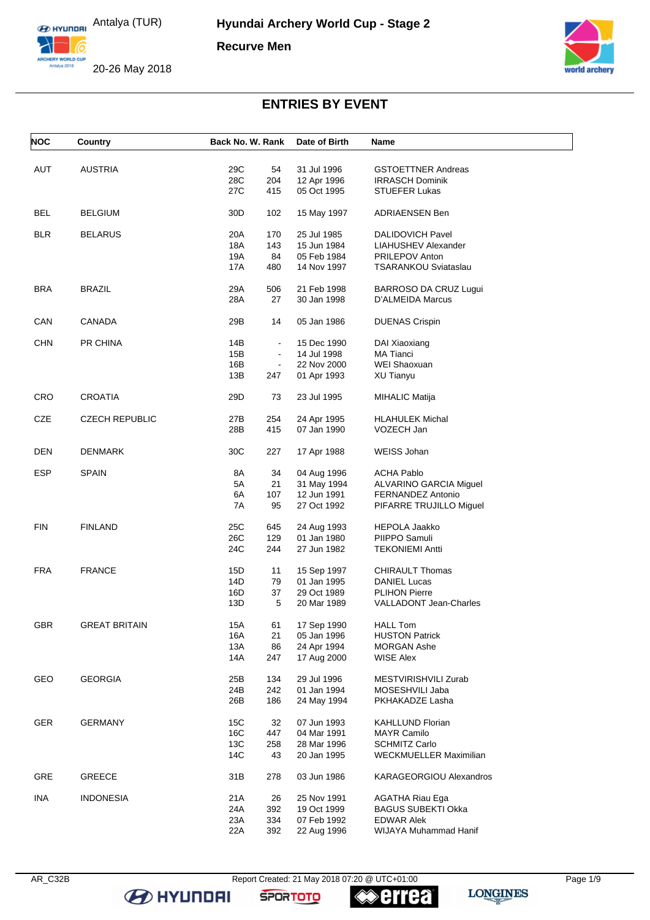# Hyundai Archery World Cup - Stage 2

Antalya (TUR)

20-26 May 2018

## Recurve Men

## ENTRIES BY EVENT

| NOC | Country | Back No. | W. Rank | Date of Birth | Name |
|---|---|---|---|---|---|
| AUT | AUSTRIA | 29C | 54 | 31 Jul 1996 | GSTOETTNER Andreas |
| | | 28C | 204 | 12 Apr 1996 | IRRASCH Dominik |
| | | 27C | 415 | 05 Oct 1995 | STUEFER Lukas |
| BEL | BELGIUM | 30D | 102 | 15 May 1997 | ADRIAENSEN Ben |
| BLR | BELARUS | 20A | 170 | 25 Jul 1985 | DALIDOVICH Pavel |
| | | 18A | 143 | 15 Jun 1984 | LIAHUSHEV Alexander |
| | | 19A | 84 | 05 Feb 1984 | PRILEPOV Anton |
| | | 17A | 480 | 14 Nov 1997 | TSARANKOU Sviataslau |
| BRA | BRAZIL | 29A | 506 | 21 Feb 1998 | BARROSO DA CRUZ Lugui |
| | | 28A | 27 | 30 Jan 1998 | D'ALMEIDA Marcus |
| CAN | CANADA | 29B | 14 | 05 Jan 1986 | DUENAS Crispin |
| CHN | PR CHINA | 14B | - | 15 Dec 1990 | DAI Xiaoxiang |
| | | 15B | - | 14 Jul 1998 | MA Tianci |
| | | 16B | - | 22 Nov 2000 | WEI Shaoxuan |
| | | 13B | 247 | 01 Apr 1993 | XU Tianyu |
| CRO | CROATIA | 29D | 73 | 23 Jul 1995 | MIHALIC Matija |
| CZE | CZECH REPUBLIC | 27B | 254 | 24 Apr 1995 | HLAHULEK Michal |
| | | 28B | 415 | 07 Jan 1990 | VOZECH Jan |
| DEN | DENMARK | 30C | 227 | 17 Apr 1988 | WEISS Johan |
| ESP | SPAIN | 8A | 34 | 04 Aug 1996 | ACHA Pablo |
| | | 5A | 21 | 31 May 1994 | ALVARINO GARCIA Miguel |
| | | 6A | 107 | 12 Jun 1991 | FERNANDEZ Antonio |
| | | 7A | 95 | 27 Oct 1992 | PIFARRE TRUJILLO Miguel |
| FIN | FINLAND | 25C | 645 | 24 Aug 1993 | HEPOLA Jaakko |
| | | 26C | 129 | 01 Jan 1980 | PIIPPO Samuli |
| | | 24C | 244 | 27 Jun 1982 | TEKONIEMI Antti |
| FRA | FRANCE | 15D | 11 | 15 Sep 1997 | CHIRAULT Thomas |
| | | 14D | 79 | 01 Jan 1995 | DANIEL Lucas |
| | | 16D | 37 | 29 Oct 1989 | PLIHON Pierre |
| | | 13D | 5 | 20 Mar 1989 | VALLADONT Jean-Charles |
| GBR | GREAT BRITAIN | 15A | 61 | 17 Sep 1990 | HALL Tom |
| | | 16A | 21 | 05 Jan 1996 | HUSTON Patrick |
| | | 13A | 86 | 24 Apr 1994 | MORGAN Ashe |
| | | 14A | 247 | 17 Aug 2000 | WISE Alex |
| GEO | GEORGIA | 25B | 134 | 29 Jul 1996 | MESTVIRISHVILI Zurab |
| | | 24B | 242 | 01 Jan 1994 | MOSESHVILI Jaba |
| | | 26B | 186 | 24 May 1994 | PKHAKADZE Lasha |
| GER | GERMANY | 15C | 32 | 07 Jun 1993 | KAHLLUND Florian |
| | | 16C | 447 | 04 Mar 1991 | MAYR Camilo |
| | | 13C | 258 | 28 Mar 1996 | SCHMITZ Carlo |
| | | 14C | 43 | 20 Jan 1995 | WECKMUELLER Maximilian |
| GRE | GREECE | 31B | 278 | 03 Jun 1986 | KARAGEORGIOU Alexandros |
| INA | INDONESIA | 21A | 26 | 25 Nov 1991 | AGATHA Riau Ega |
| | | 24A | 392 | 19 Oct 1999 | BAGUS SUBEKTI Okka |
| | | 23A | 334 | 07 Feb 1992 | EDWAR Alek |
| | | 22A | 392 | 22 Aug 1996 | WIJAYA Muhammad Hanif |

AR_C32B Report Created: 21 May 2018 07:20 @ UTC+01:00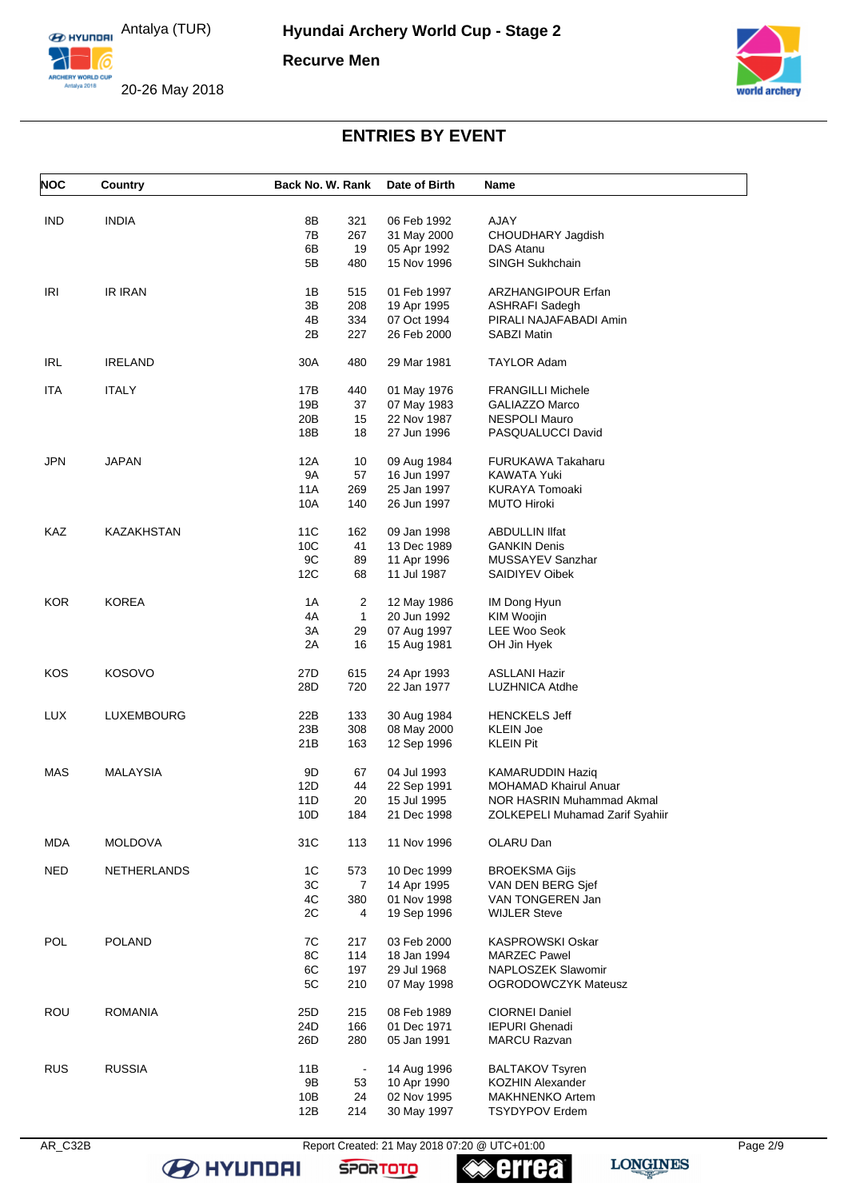## ENTRIES BY EVENT

| NOC | Country | Back No. | W. Rank | Date of Birth | Name |
|---|---|---|---|---|---|
| IND | INDIA | 8B | 321 | 06 Feb 1992 | AJAY |
| | | 7B | 267 | 31 May 2000 | CHOUDHARY Jagdish |
| | | 6B | 19 | 05 Apr 1992 | DAS Atanu |
| | | 5B | 480 | 15 Nov 1996 | SINGH Sukhchain |
| IRI | IR IRAN | 1B | 515 | 01 Feb 1997 | ARZHANGIPOUR Erfan |
| | | 3B | 208 | 19 Apr 1995 | ASHRAFI Sadegh |
| | | 4B | 334 | 07 Oct 1994 | PIRALI NAJAFABADI Amin |
| | | 2B | 227 | 26 Feb 2000 | SABZI Matin |
| IRL | IRELAND | 30A | 480 | 29 Mar 1981 | TAYLOR Adam |
| ITA | ITALY | 17B | 440 | 01 May 1976 | FRANGILLI Michele |
| | | 19B | 37 | 07 May 1983 | GALIAZZO Marco |
| | | 20B | 15 | 22 Nov 1987 | NESPOLI Mauro |
| | | 18B | 18 | 27 Jun 1996 | PASQUALUCCI David |
| JPN | JAPAN | 12A | 10 | 09 Aug 1984 | FURUKAWA Takaharu |
| | | 9A | 57 | 16 Jun 1997 | KAWATA Yuki |
| | | 11A | 269 | 25 Jan 1997 | KURAYA Tomoaki |
| | | 10A | 140 | 26 Jun 1997 | MUTO Hiroki |
| KAZ | KAZAKHSTAN | 11C | 162 | 09 Jan 1998 | ABDULLIN Ilfat |
| | | 10C | 41 | 13 Dec 1989 | GANKIN Denis |
| | | 9C | 89 | 11 Apr 1996 | MUSSAYEV Sanzhar |
| | | 12C | 68 | 11 Jul 1987 | SAIDIYEV Oibek |
| KOR | KOREA | 1A | 2 | 12 May 1986 | IM Dong Hyun |
| | | 4A | 1 | 20 Jun 1992 | KIM Woojin |
| | | 3A | 29 | 07 Aug 1997 | LEE Woo Seok |
| | | 2A | 16 | 15 Aug 1981 | OH Jin Hyek |
| KOS | KOSOVO | 27D | 615 | 24 Apr 1993 | ASLLANI Hazir |
| | | 28D | 720 | 22 Jan 1977 | LUZHNICA Atdhe |
| LUX | LUXEMBOURG | 22B | 133 | 30 Aug 1984 | HENCKELS Jeff |
| | | 23B | 308 | 08 May 2000 | KLEIN Joe |
| | | 21B | 163 | 12 Sep 1996 | KLEIN Pit |
| MAS | MALAYSIA | 9D | 67 | 04 Jul 1993 | KAMARUDDIN Haziq |
| | | 12D | 44 | 22 Sep 1991 | MOHAMAD Khairul Anuar |
| | | 11D | 20 | 15 Jul 1995 | NOR HASRIN Muhammad Akmal |
| | | 10D | 184 | 21 Dec 1998 | ZOLKEPELI Muhamad Zarif Syahiir |
| MDA | MOLDOVA | 31C | 113 | 11 Nov 1996 | OLARU Dan |
| NED | NETHERLANDS | 1C | 573 | 10 Dec 1999 | BROEKSMA Gijs |
| | | 3C | 7 | 14 Apr 1995 | VAN DEN BERG Sjef |
| | | 4C | 380 | 01 Nov 1998 | VAN TONGEREN Jan |
| | | 2C | 4 | 19 Sep 1996 | WIJLER Steve |
| POL | POLAND | 7C | 217 | 03 Feb 2000 | KASPROWSKI Oskar |
| | | 8C | 114 | 18 Jan 1994 | MARZEC Pawel |
| | | 6C | 197 | 29 Jul 1968 | NAPLOSZEK Slawomir |
| | | 5C | 210 | 07 May 1998 | OGRODOWCZYK Mateusz |
| ROU | ROMANIA | 25D | 215 | 08 Feb 1989 | CIORNEI Daniel |
| | | 24D | 166 | 01 Dec 1971 | IEPURI Ghenadi |
| | | 26D | 280 | 05 Jan 1991 | MARCU Razvan |
| RUS | RUSSIA | 11B | - | 14 Aug 1996 | BALTAKOV Tsyren |
| | | 9B | 53 | 10 Apr 1990 | KOZHIN Alexander |
| | | 10B | 24 | 02 Nov 1995 | MAKHNENKO Artem |
| | | 12B | 214 | 30 May 1997 | TSYDYPOV Erdem |

Report Created: 21 May 2018 07:20 @ UTC+01:00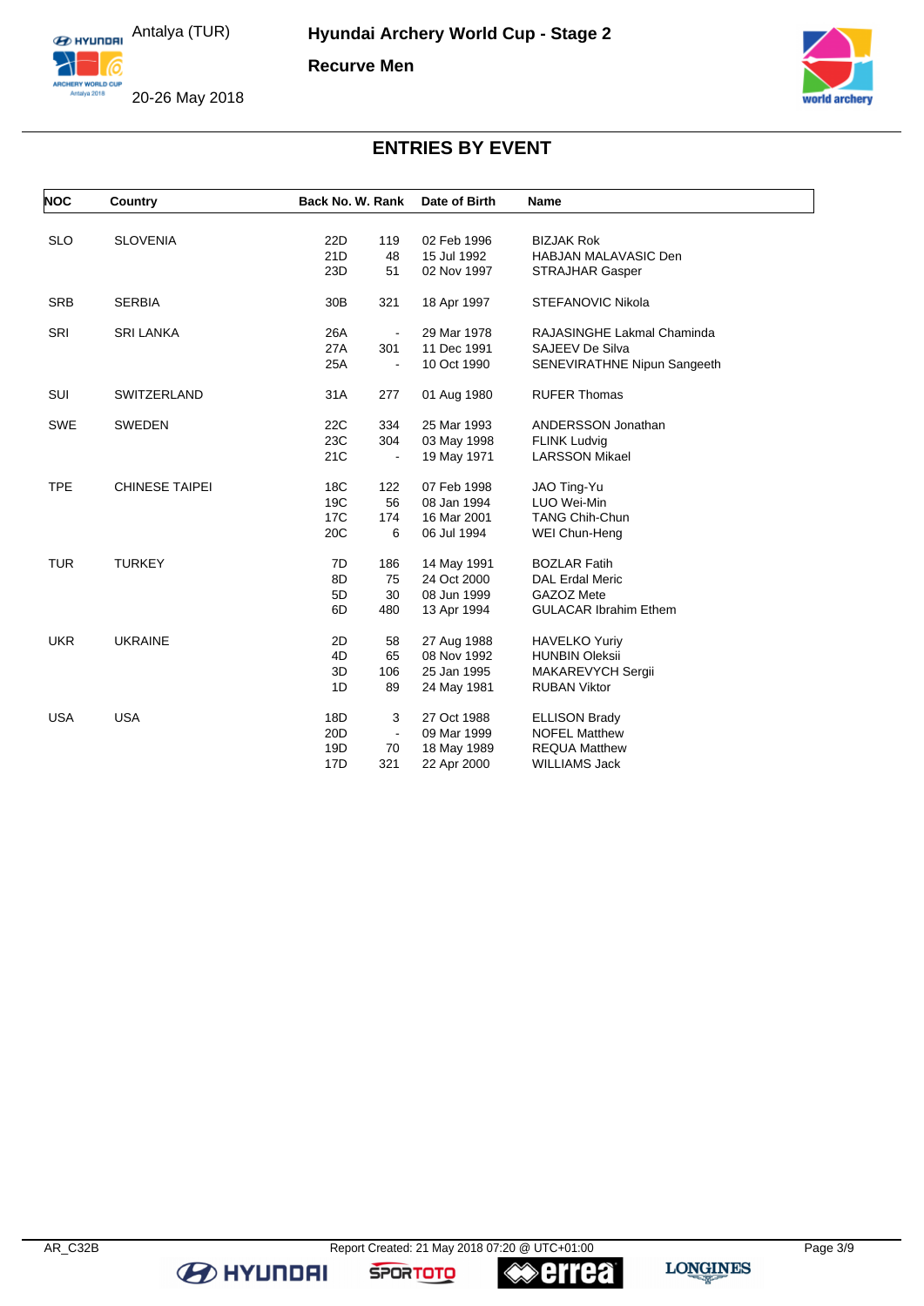# Hyundai Archery World Cup - Stage 2

## Recurve Men

Antalya (TUR)

20-26 May 2018

## ENTRIES BY EVENT

| NOC | Country | Back No. | W. Rank | Date of Birth | Name |
|---|---|---|---|---|---|
| SLO | SLOVENIA | 22D | 119 | 02 Feb 1996 | BIZJAK Rok |
| | | 21D | 48 | 15 Jul 1992 | HABJAN MALAVASIC Den |
| | | 23D | 51 | 02 Nov 1997 | STRAJHAR Gasper |
| SRB | SERBIA | 30B | 321 | 18 Apr 1997 | STEFANOVIC Nikola |
| SRI | SRI LANKA | 26A | - | 29 Mar 1978 | RAJASINGHE Lakmal Chaminda |
| | | 27A | 301 | 11 Dec 1991 | SAJEEV De Silva |
| | | 25A | - | 10 Oct 1990 | SENEVIRATHNE Nipun Sangeeth |
| SUI | SWITZERLAND | 31A | 277 | 01 Aug 1980 | RUFER Thomas |
| SWE | SWEDEN | 22C | 334 | 25 Mar 1993 | ANDERSSON Jonathan |
| | | 23C | 304 | 03 May 1998 | FLINK Ludvig |
| | | 21C | - | 19 May 1971 | LARSSON Mikael |
| TPE | CHINESE TAIPEI | 18C | 122 | 07 Feb 1998 | JAO Ting-Yu |
| | | 19C | 56 | 08 Jan 1994 | LUO Wei-Min |
| | | 17C | 174 | 16 Mar 2001 | TANG Chih-Chun |
| | | 20C | 6 | 06 Jul 1994 | WEI Chun-Heng |
| TUR | TURKEY | 7D | 186 | 14 May 1991 | BOZLAR Fatih |
| | | 8D | 75 | 24 Oct 2000 | DAL Erdal Meric |
| | | 5D | 30 | 08 Jun 1999 | GAZOZ Mete |
| | | 6D | 480 | 13 Apr 1994 | GULACAR Ibrahim Ethem |
| UKR | UKRAINE | 2D | 58 | 27 Aug 1988 | HAVELKO Yuriy |
| | | 4D | 65 | 08 Nov 1992 | HUNBIN Oleksii |
| | | 3D | 106 | 25 Jan 1995 | MAKAREVYCH Sergii |
| | | 1D | 89 | 24 May 1981 | RUBAN Viktor |
| USA | USA | 18D | 3 | 27 Oct 1988 | ELLISON Brady |
| | | 20D | - | 09 Mar 1999 | NOFEL Matthew |
| | | 19D | 70 | 18 May 1989 | REQUA Matthew |
| | | 17D | 321 | 22 Apr 2000 | WILLIAMS Jack |

AR_C32B Report Created: 21 May 2018 07:20 @ UTC+01:00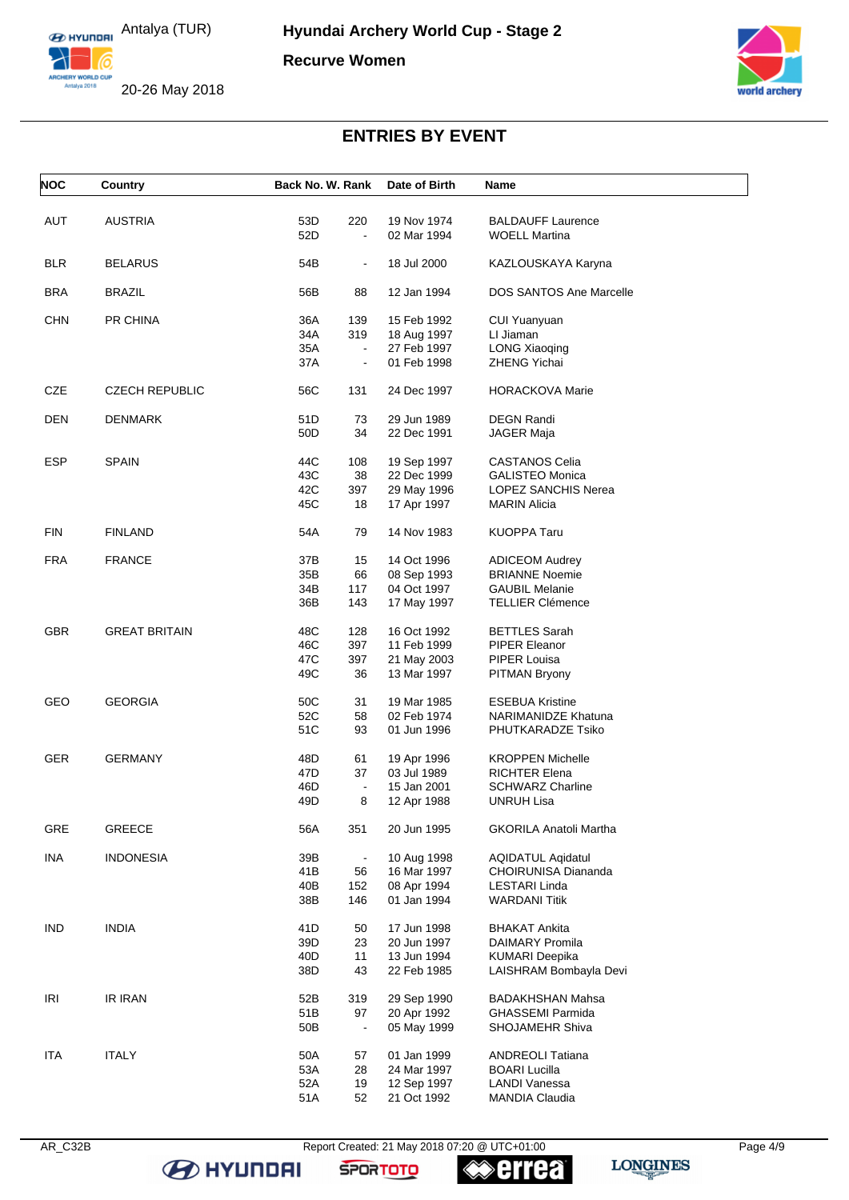# ENTRIES BY EVENT

| NOC | Country | Back No. | W. Rank | Date of Birth | Name |
|---|---|---|---|---|---|
| AUT | AUSTRIA | 53D | 220 | 19 Nov 1974 | BALDAUFF Laurence |
| | | 52D | - | 02 Mar 1994 | WOELL Martina |
| BLR | BELARUS | 54B | - | 18 Jul 2000 | KAZLOUSKAYA Karyna |
| BRA | BRAZIL | 56B | 88 | 12 Jan 1994 | DOS SANTOS Ane Marcelle |
| CHN | PR CHINA | 36A | 139 | 15 Feb 1992 | CUI Yuanyuan |
| | | 34A | 319 | 18 Aug 1997 | LI Jiaman |
| | | 35A | - | 27 Feb 1997 | LONG Xiaoqing |
| | | 37A | - | 01 Feb 1998 | ZHENG Yichai |
| CZE | CZECH REPUBLIC | 56C | 131 | 24 Dec 1997 | HORACKOVA Marie |
| DEN | DENMARK | 51D | 73 | 29 Jun 1989 | DEGN Randi |
| | | 50D | 34 | 22 Dec 1991 | JAGER Maja |
| ESP | SPAIN | 44C | 108 | 19 Sep 1997 | CASTANOS Celia |
| | | 43C | 38 | 22 Dec 1999 | GALISTEO Monica |
| | | 42C | 397 | 29 May 1996 | LOPEZ SANCHIS Nerea |
| | | 45C | 18 | 17 Apr 1997 | MARIN Alicia |
| FIN | FINLAND | 54A | 79 | 14 Nov 1983 | KUOPPA Taru |
| FRA | FRANCE | 37B | 15 | 14 Oct 1996 | ADICEOM Audrey |
| | | 35B | 66 | 08 Sep 1993 | BRIANNE Noemie |
| | | 34B | 117 | 04 Oct 1997 | GAUBIL Melanie |
| | | 36B | 143 | 17 May 1997 | TELLIER Clémence |
| GBR | GREAT BRITAIN | 48C | 128 | 16 Oct 1992 | BETTLES Sarah |
| | | 46C | 397 | 11 Feb 1999 | PIPER Eleanor |
| | | 47C | 397 | 21 May 2003 | PIPER Louisa |
| | | 49C | 36 | 13 Mar 1997 | PITMAN Bryony |
| GEO | GEORGIA | 50C | 31 | 19 Mar 1985 | ESEBUA Kristine |
| | | 52C | 58 | 02 Feb 1974 | NARIMANIDZE Khatuna |
| | | 51C | 93 | 01 Jun 1996 | PHUTKARADZE Tsiko |
| GER | GERMANY | 48D | 61 | 19 Apr 1996 | KROPPEN Michelle |
| | | 47D | 37 | 03 Jul 1989 | RICHTER Elena |
| | | 46D | - | 15 Jan 2001 | SCHWARZ Charline |
| | | 49D | 8 | 12 Apr 1988 | UNRUH Lisa |
| GRE | GREECE | 56A | 351 | 20 Jun 1995 | GKORILA Anatoli Martha |
| INA | INDONESIA | 39B | - | 10 Aug 1998 | AQIDATUL Aqidatul |
| | | 41B | 56 | 16 Mar 1997 | CHOIRUNISA Diananda |
| | | 40B | 152 | 08 Apr 1994 | LESTARI Linda |
| | | 38B | 146 | 01 Jan 1994 | WARDANI Titik |
| IND | INDIA | 41D | 50 | 17 Jun 1998 | BHAKAT Ankita |
| | | 39D | 23 | 20 Jun 1997 | DAIMARY Promila |
| | | 40D | 11 | 13 Jun 1994 | KUMARI Deepika |
| | | 38D | 43 | 22 Feb 1985 | LAISHRAM Bombayla Devi |
| IRI | IR IRAN | 52B | 319 | 29 Sep 1990 | BADAKHSHAN Mahsa |
| | | 51B | 97 | 20 Apr 1992 | GHASSEMI Parmida |
| | | 50B | - | 05 May 1999 | SHOJAMEHR Shiva |
| ITA | ITALY | 50A | 57 | 01 Jan 1999 | ANDREOLI Tatiana |
| | | 53A | 28 | 24 Mar 1997 | BOARI Lucilla |
| | | 52A | 19 | 12 Sep 1997 | LANDI Vanessa |
| | | 51A | 52 | 21 Oct 1992 | MANDIA Claudia |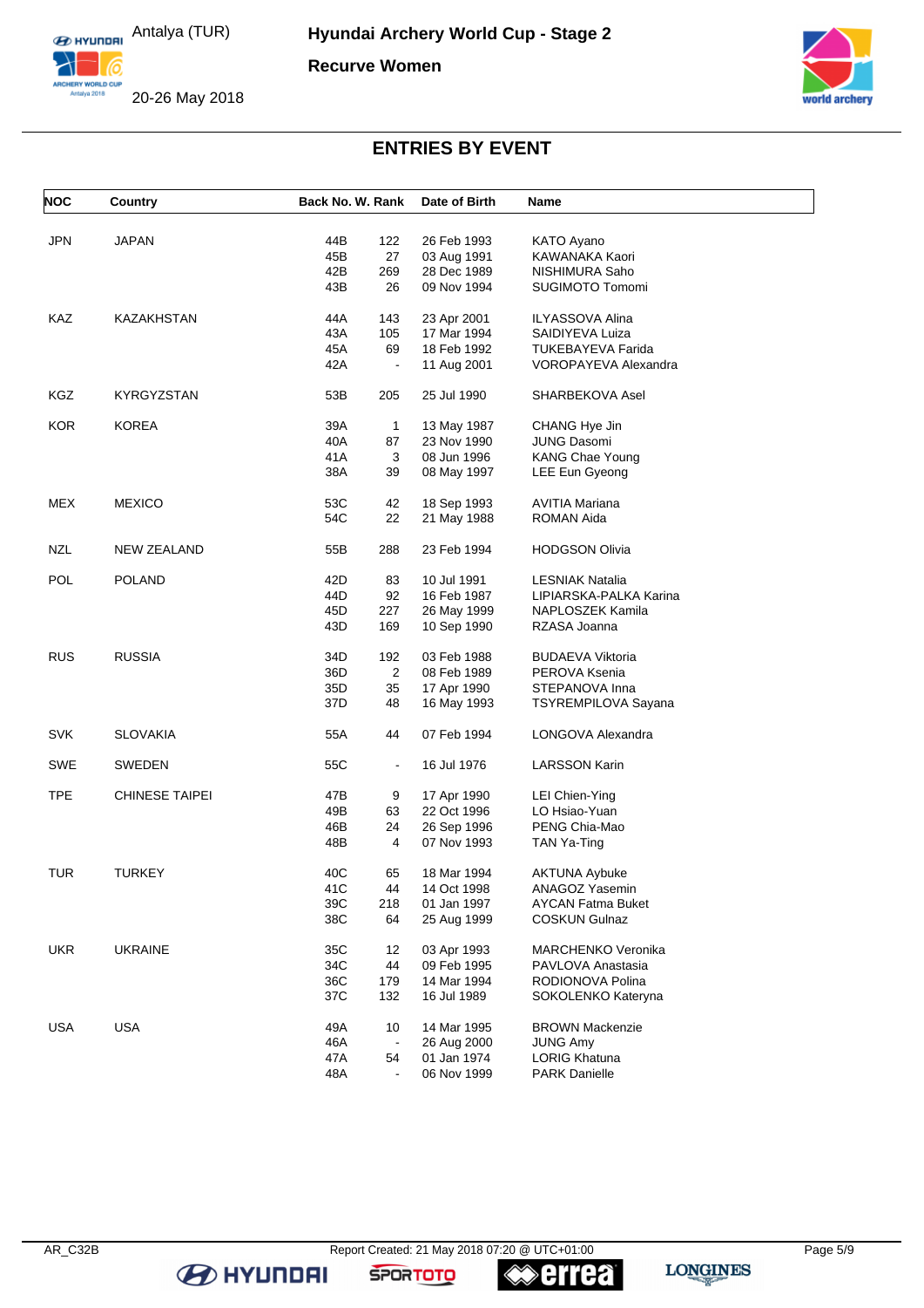## ENTRIES BY EVENT

| NOC | Country | Back No. | W. Rank | Date of Birth | Name |
|---|---|---|---|---|---|
| JPN | JAPAN | 44B | 122 | 26 Feb 1993 | KATO Ayano |
| | | 45B | 27 | 03 Aug 1991 | KAWANAKA Kaori |
| | | 42B | 269 | 28 Dec 1989 | NISHIMURA Saho |
| | | 43B | 26 | 09 Nov 1994 | SUGIMOTO Tomomi |
| KAZ | KAZAKHSTAN | 44A | 143 | 23 Apr 2001 | ILYASSOVA Alina |
| | | 43A | 105 | 17 Mar 1994 | SAIDIYEVA Luiza |
| | | 45A | 69 | 18 Feb 1992 | TUKEBAYEVA Farida |
| | | 42A | - | 11 Aug 2001 | VOROPAYEVA Alexandra |
| KGZ | KYRGYZSTAN | 53B | 205 | 25 Jul 1990 | SHARBEKOVA Asel |
| KOR | KOREA | 39A | 1 | 13 May 1987 | CHANG Hye Jin |
| | | 40A | 87 | 23 Nov 1990 | JUNG Dasomi |
| | | 41A | 3 | 08 Jun 1996 | KANG Chae Young |
| | | 38A | 39 | 08 May 1997 | LEE Eun Gyeong |
| MEX | MEXICO | 53C | 42 | 18 Sep 1993 | AVITIA Mariana |
| | | 54C | 22 | 21 May 1988 | ROMAN Aida |
| NZL | NEW ZEALAND | 55B | 288 | 23 Feb 1994 | HODGSON Olivia |
| POL | POLAND | 42D | 83 | 10 Jul 1991 | LESNIAK Natalia |
| | | 44D | 92 | 16 Feb 1987 | LIPIARSKA-PALKA Karina |
| | | 45D | 227 | 26 May 1999 | NAPLOSZEK Kamila |
| | | 43D | 169 | 10 Sep 1990 | RZASA Joanna |
| RUS | RUSSIA | 34D | 192 | 03 Feb 1988 | BUDAEVA Viktoria |
| | | 36D | 2 | 08 Feb 1989 | PEROVA Ksenia |
| | | 35D | 35 | 17 Apr 1990 | STEPANOVA Inna |
| | | 37D | 48 | 16 May 1993 | TSYREMPILOVA Sayana |
| SVK | SLOVAKIA | 55A | 44 | 07 Feb 1994 | LONGOVA Alexandra |
| SWE | SWEDEN | 55C | - | 16 Jul 1976 | LARSSON Karin |
| TPE | CHINESE TAIPEI | 47B | 9 | 17 Apr 1990 | LEI Chien-Ying |
| | | 49B | 63 | 22 Oct 1996 | LO Hsiao-Yuan |
| | | 46B | 24 | 26 Sep 1996 | PENG Chia-Mao |
| | | 48B | 4 | 07 Nov 1993 | TAN Ya-Ting |
| TUR | TURKEY | 40C | 65 | 18 Mar 1994 | AKTUNA Aybuke |
| | | 41C | 44 | 14 Oct 1998 | ANAGOZ Yasemin |
| | | 39C | 218 | 01 Jan 1997 | AYCAN Fatma Buket |
| | | 38C | 64 | 25 Aug 1999 | COSKUN Gulnaz |
| UKR | UKRAINE | 35C | 12 | 03 Apr 1993 | MARCHENKO Veronika |
| | | 34C | 44 | 09 Feb 1995 | PAVLOVA Anastasia |
| | | 36C | 179 | 14 Mar 1994 | RODIONOVA Polina |
| | | 37C | 132 | 16 Jul 1989 | SOKOLENKO Kateryna |
| USA | USA | 49A | 10 | 14 Mar 1995 | BROWN Mackenzie |
| | | 46A | - | 26 Aug 2000 | JUNG Amy |
| | | 47A | 54 | 01 Jan 1974 | LORIG Khatuna |
| | | 48A | - | 06 Nov 1999 | PARK Danielle |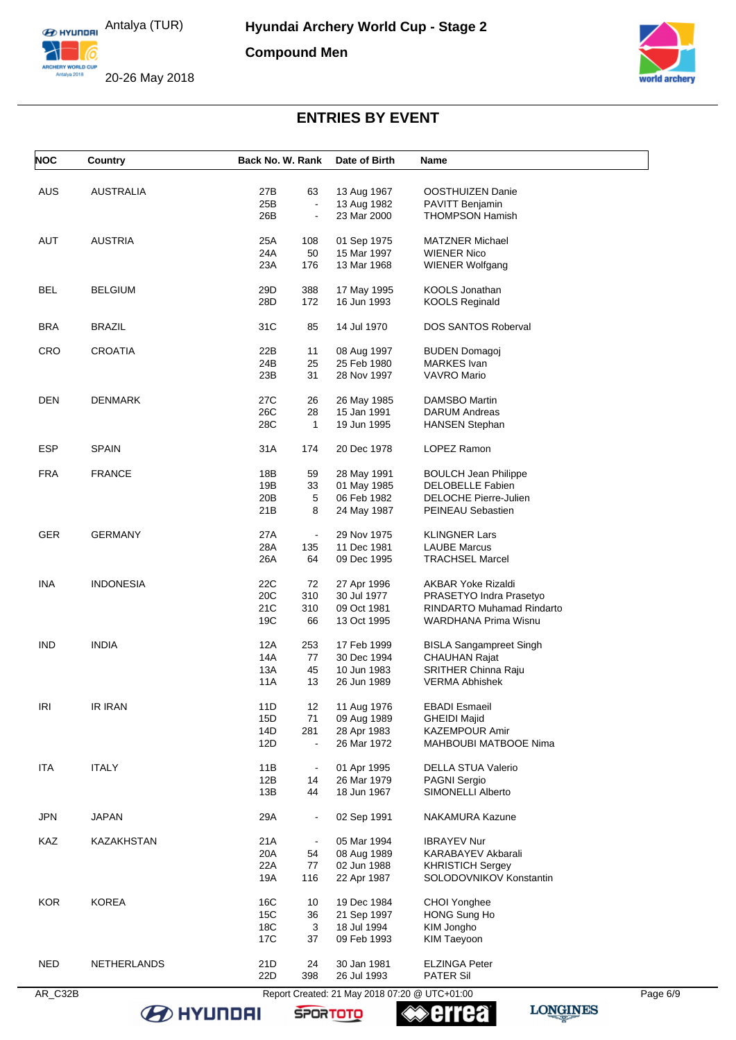Antalya (TUR)

20-26 May 2018

**Hyundai Archery World Cup - Stage 2**

**Compound Men**

## ENTRIES BY EVENT

| NOC | Country | Back No. | W. Rank | Date of Birth | Name |
|---|---|---|---|---|---|
| AUS | AUSTRALIA | 27B | 63 | 13 Aug 1967 | OOSTHUIZEN Danie |
| | | 25B | - | 13 Aug 1982 | PAVITT Benjamin |
| | | 26B | - | 23 Mar 2000 | THOMPSON Hamish |
| AUT | AUSTRIA | 25A | 108 | 01 Sep 1975 | MATZNER Michael |
| | | 24A | 50 | 15 Mar 1997 | WIENER Nico |
| | | 23A | 176 | 13 Mar 1968 | WIENER Wolfgang |
| BEL | BELGIUM | 29D | 388 | 17 May 1995 | KOOLS Jonathan |
| | | 28D | 172 | 16 Jun 1993 | KOOLS Reginald |
| BRA | BRAZIL | 31C | 85 | 14 Jul 1970 | DOS SANTOS Roberval |
| CRO | CROATIA | 22B | 11 | 08 Aug 1997 | BUDEN Domagoj |
| | | 24B | 25 | 25 Feb 1980 | MARKES Ivan |
| | | 23B | 31 | 28 Nov 1997 | VAVRO Mario |
| DEN | DENMARK | 27C | 26 | 26 May 1985 | DAMSBO Martin |
| | | 26C | 28 | 15 Jan 1991 | DARUM Andreas |
| | | 28C | 1 | 19 Jun 1995 | HANSEN Stephan |
| ESP | SPAIN | 31A | 174 | 20 Dec 1978 | LOPEZ Ramon |
| FRA | FRANCE | 18B | 59 | 28 May 1991 | BOULCH Jean Philippe |
| | | 19B | 33 | 01 May 1985 | DELOBELLE Fabien |
| | | 20B | 5 | 06 Feb 1982 | DELOCHE Pierre-Julien |
| | | 21B | 8 | 24 May 1987 | PEINEAU Sebastien |
| GER | GERMANY | 27A | - | 29 Nov 1975 | KLINGNER Lars |
| | | 28A | 135 | 11 Dec 1981 | LAUBE Marcus |
| | | 26A | 64 | 09 Dec 1995 | TRACHSEL Marcel |
| INA | INDONESIA | 22C | 72 | 27 Apr 1996 | AKBAR Yoke Rizaldi |
| | | 20C | 310 | 30 Jul 1977 | PRASETYO Indra Prasetyo |
| | | 21C | 310 | 09 Oct 1981 | RINDARTO Muhamad Rindarto |
| | | 19C | 66 | 13 Oct 1995 | WARDHANA Prima Wisnu |
| IND | INDIA | 12A | 253 | 17 Feb 1999 | BISLA Sangampreet Singh |
| | | 14A | 77 | 30 Dec 1994 | CHAUHAN Rajat |
| | | 13A | 45 | 10 Jun 1983 | SRITHER Chinna Raju |
| | | 11A | 13 | 26 Jun 1989 | VERMA Abhishek |
| IRI | IR IRAN | 11D | 12 | 11 Aug 1976 | EBADI Esmaeil |
| | | 15D | 71 | 09 Aug 1989 | GHEIDI Majid |
| | | 14D | 281 | 28 Apr 1983 | KAZEMPOUR Amir |
| | | 12D | - | 26 Mar 1972 | MAHBOUBI MATBOOE Nima |
| ITA | ITALY | 11B | - | 01 Apr 1995 | DELLA STUA Valerio |
| | | 12B | 14 | 26 Mar 1979 | PAGNI Sergio |
| | | 13B | 44 | 18 Jun 1967 | SIMONELLI Alberto |
| JPN | JAPAN | 29A | - | 02 Sep 1991 | NAKAMURA Kazune |
| KAZ | KAZAKHSTAN | 21A | - | 05 Mar 1994 | IBRAYEV Nur |
| | | 20A | 54 | 08 Aug 1989 | KARABAYEV Akbarali |
| | | 22A | 77 | 02 Jun 1988 | KHRISTICH Sergey |
| | | 19A | 116 | 22 Apr 1987 | SOLODOVNIKOV Konstantin |
| KOR | KOREA | 16C | 10 | 19 Dec 1984 | CHOI Yonghee |
| | | 15C | 36 | 21 Sep 1997 | HONG Sung Ho |
| | | 18C | 3 | 18 Jul 1994 | KIM Jongho |
| | | 17C | 37 | 09 Feb 1993 | KIM Taeyoon |
| NED | NETHERLANDS | 21D | 24 | 30 Jan 1981 | ELZINGA Peter |
| | | 22D | 398 | 26 Jul 1993 | PATER Sil |

AR_C32B — Report Created: 21 May 2018 07:20 @ UTC+01:00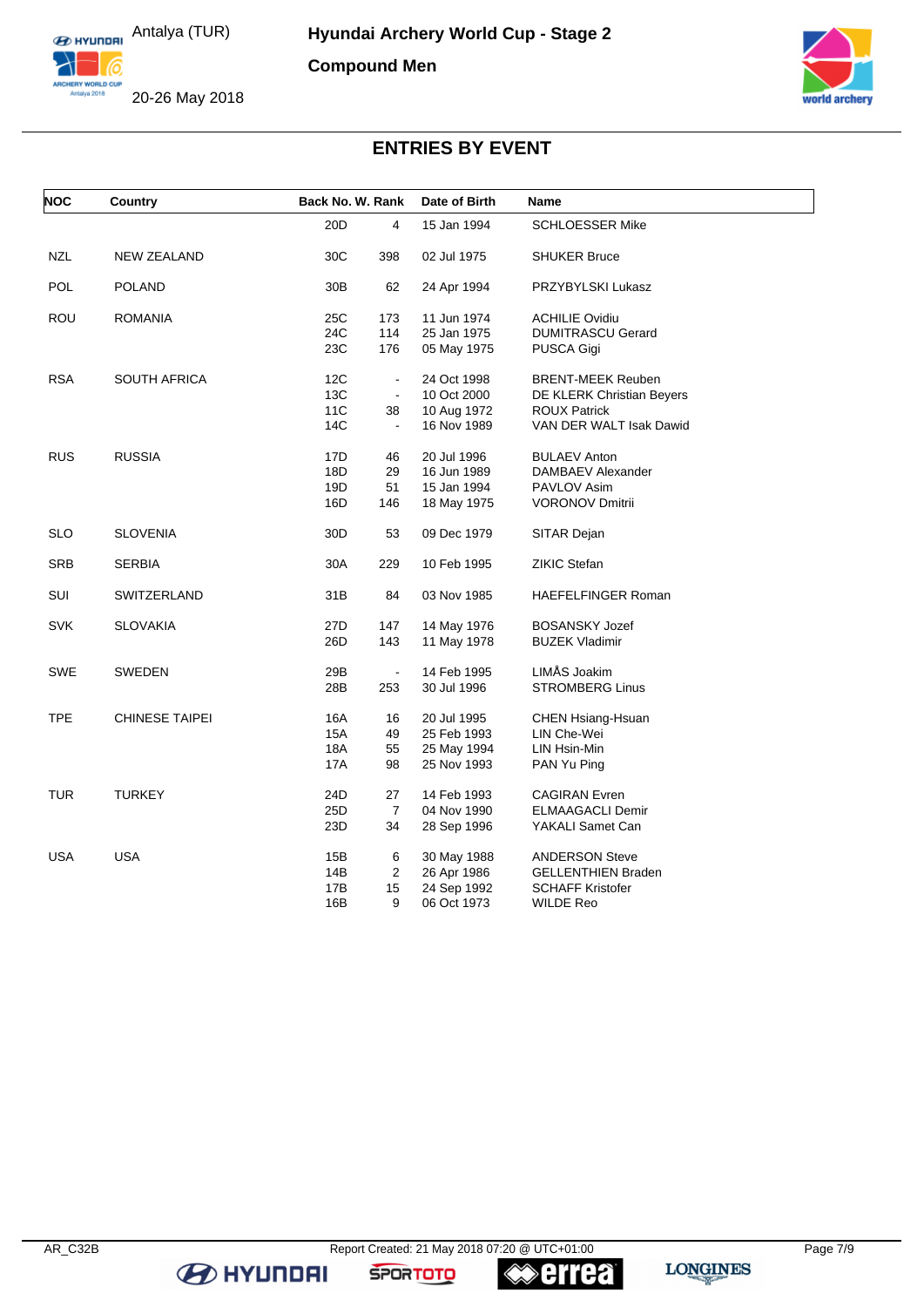## ENTRIES BY EVENT

| NOC | Country | Back No. | W. Rank | Date of Birth | Name |
|---|---|---|---|---|---|
| | | 20D | 4 | 15 Jan 1994 | SCHLOESSER Mike |
| NZL | NEW ZEALAND | 30C | 398 | 02 Jul 1975 | SHUKER Bruce |
| POL | POLAND | 30B | 62 | 24 Apr 1994 | PRZYBYLSKI Lukasz |
| ROU | ROMANIA | 25C | 173 | 11 Jun 1974 | ACHILIE Ovidiu |
| | | 24C | 114 | 25 Jan 1975 | DUMITRASCU Gerard |
| | | 23C | 176 | 05 May 1975 | PUSCA Gigi |
| RSA | SOUTH AFRICA | 12C | - | 24 Oct 1998 | BRENT-MEEK Reuben |
| | | 13C | - | 10 Oct 2000 | DE KLERK Christian Beyers |
| | | 11C | 38 | 10 Aug 1972 | ROUX Patrick |
| | | 14C | - | 16 Nov 1989 | VAN DER WALT Isak Dawid |
| RUS | RUSSIA | 17D | 46 | 20 Jul 1996 | BULAEV Anton |
| | | 18D | 29 | 16 Jun 1989 | DAMBAEV Alexander |
| | | 19D | 51 | 15 Jan 1994 | PAVLOV Asim |
| | | 16D | 146 | 18 May 1975 | VORONOV Dmitrii |
| SLO | SLOVENIA | 30D | 53 | 09 Dec 1979 | SITAR Dejan |
| SRB | SERBIA | 30A | 229 | 10 Feb 1995 | ZIKIC Stefan |
| SUI | SWITZERLAND | 31B | 84 | 03 Nov 1985 | HAEFELFINGER Roman |
| SVK | SLOVAKIA | 27D | 147 | 14 May 1976 | BOSANSKY Jozef |
| | | 26D | 143 | 11 May 1978 | BUZEK Vladimir |
| SWE | SWEDEN | 29B | - | 14 Feb 1995 | LIMÅS Joakim |
| | | 28B | 253 | 30 Jul 1996 | STROMBERG Linus |
| TPE | CHINESE TAIPEI | 16A | 16 | 20 Jul 1995 | CHEN Hsiang-Hsuan |
| | | 15A | 49 | 25 Feb 1993 | LIN Che-Wei |
| | | 18A | 55 | 25 May 1994 | LIN Hsin-Min |
| | | 17A | 98 | 25 Nov 1993 | PAN Yu Ping |
| TUR | TURKEY | 24D | 27 | 14 Feb 1993 | CAGIRAN Evren |
| | | 25D | 7 | 04 Nov 1990 | ELMAAGACLI Demir |
| | | 23D | 34 | 28 Sep 1996 | YAKALI Samet Can |
| USA | USA | 15B | 6 | 30 May 1988 | ANDERSON Steve |
| | | 14B | 2 | 26 Apr 1986 | GELLENTHIEN Braden |
| | | 17B | 15 | 24 Sep 1992 | SCHAFF Kristofer |
| | | 16B | 9 | 06 Oct 1973 | WILDE Reo |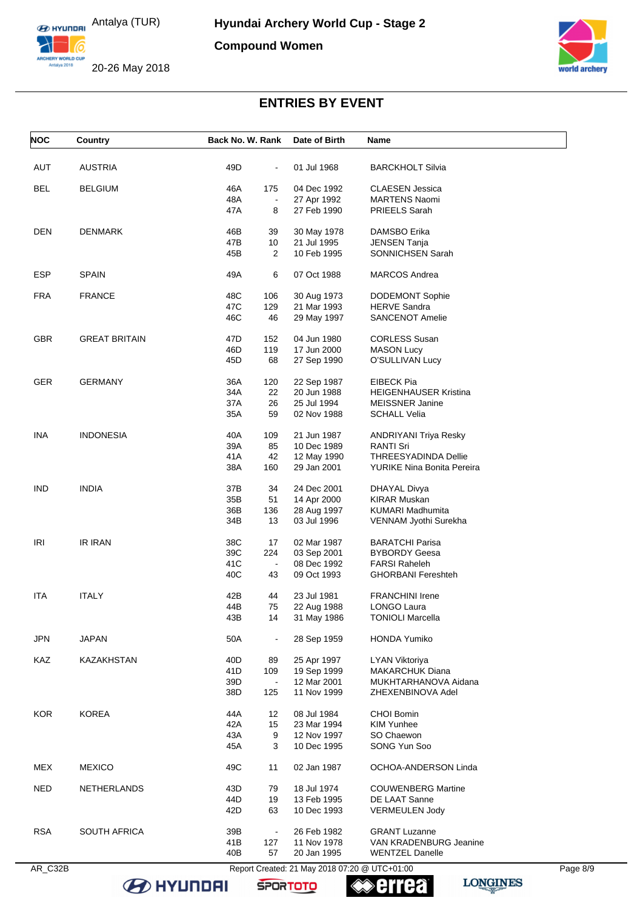# Hyundai Archery World Cup - Stage 2

## Compound Women

Antalya (TUR)

20-26 May 2018

## ENTRIES BY EVENT

| NOC | Country | Back No. | W. Rank | Date of Birth | Name |
|---|---|---|---|---|---|
| AUT | AUSTRIA | 49D | - | 01 Jul 1968 | BARCKHOLT Silvia |
| BEL | BELGIUM | 46A | 175 | 04 Dec 1992 | CLAESEN Jessica |
| | | 48A | - | 27 Apr 1992 | MARTENS Naomi |
| | | 47A | 8 | 27 Feb 1990 | PRIEELS Sarah |
| DEN | DENMARK | 46B | 39 | 30 May 1978 | DAMSBO Erika |
| | | 47B | 10 | 21 Jul 1995 | JENSEN Tanja |
| | | 45B | 2 | 10 Feb 1995 | SONNICHSEN Sarah |
| ESP | SPAIN | 49A | 6 | 07 Oct 1988 | MARCOS Andrea |
| FRA | FRANCE | 48C | 106 | 30 Aug 1973 | DODEMONT Sophie |
| | | 47C | 129 | 21 Mar 1993 | HERVE Sandra |
| | | 46C | 46 | 29 May 1997 | SANCENOT Amelie |
| GBR | GREAT BRITAIN | 47D | 152 | 04 Jun 1980 | CORLESS Susan |
| | | 46D | 119 | 17 Jun 2000 | MASON Lucy |
| | | 45D | 68 | 27 Sep 1990 | O'SULLIVAN Lucy |
| GER | GERMANY | 36A | 120 | 22 Sep 1987 | EIBECK Pia |
| | | 34A | 22 | 20 Jun 1988 | HEIGENHAUSER Kristina |
| | | 37A | 26 | 25 Jul 1994 | MEISSNER Janine |
| | | 35A | 59 | 02 Nov 1988 | SCHALL Velia |
| INA | INDONESIA | 40A | 109 | 21 Jun 1987 | ANDRIYANI Triya Resky |
| | | 39A | 85 | 10 Dec 1989 | RANTI Sri |
| | | 41A | 42 | 12 May 1990 | THREESYADINDA Dellie |
| | | 38A | 160 | 29 Jan 2001 | YURIKE Nina Bonita Pereira |
| IND | INDIA | 37B | 34 | 24 Dec 2001 | DHAYAL Divya |
| | | 35B | 51 | 14 Apr 2000 | KIRAR Muskan |
| | | 36B | 136 | 28 Aug 1997 | KUMARI Madhumita |
| | | 34B | 13 | 03 Jul 1996 | VENNAM Jyothi Surekha |
| IRI | IR IRAN | 38C | 17 | 02 Mar 1987 | BARATCHI Parisa |
| | | 39C | 224 | 03 Sep 2001 | BYBORDY Geesa |
| | | 41C | - | 08 Dec 1992 | FARSI Raheleh |
| | | 40C | 43 | 09 Oct 1993 | GHORBANI Fereshteh |
| ITA | ITALY | 42B | 44 | 23 Jul 1981 | FRANCHINI Irene |
| | | 44B | 75 | 22 Aug 1988 | LONGO Laura |
| | | 43B | 14 | 31 May 1986 | TONIOLI Marcella |
| JPN | JAPAN | 50A | - | 28 Sep 1959 | HONDA Yumiko |
| KAZ | KAZAKHSTAN | 40D | 89 | 25 Apr 1997 | LYAN Viktoriya |
| | | 41D | 109 | 19 Sep 1999 | MAKARCHUK Diana |
| | | 39D | - | 12 Mar 2001 | MUKHTARHANOVA Aidana |
| | | 38D | 125 | 11 Nov 1999 | ZHEXENBINOVA Adel |
| KOR | KOREA | 44A | 12 | 08 Jul 1984 | CHOI Bomin |
| | | 42A | 15 | 23 Mar 1994 | KIM Yunhee |
| | | 43A | 9 | 12 Nov 1997 | SO Chaewon |
| | | 45A | 3 | 10 Dec 1995 | SONG Yun Soo |
| MEX | MEXICO | 49C | 11 | 02 Jan 1987 | OCHOA-ANDERSON Linda |
| NED | NETHERLANDS | 43D | 79 | 18 Jul 1974 | COUWENBERG Martine |
| | | 44D | 19 | 13 Feb 1995 | DE LAAT Sanne |
| | | 42D | 63 | 10 Dec 1993 | VERMEULEN Jody |
| RSA | SOUTH AFRICA | 39B | - | 26 Feb 1982 | GRANT Luzanne |
| | | 41B | 127 | 11 Nov 1978 | VAN KRADENBURG Jeanine |
| | | 40B | 57 | 20 Jan 1995 | WENTZEL Danelle |

AR_C32B Report Created: 21 May 2018 07:20 @ UTC+01:00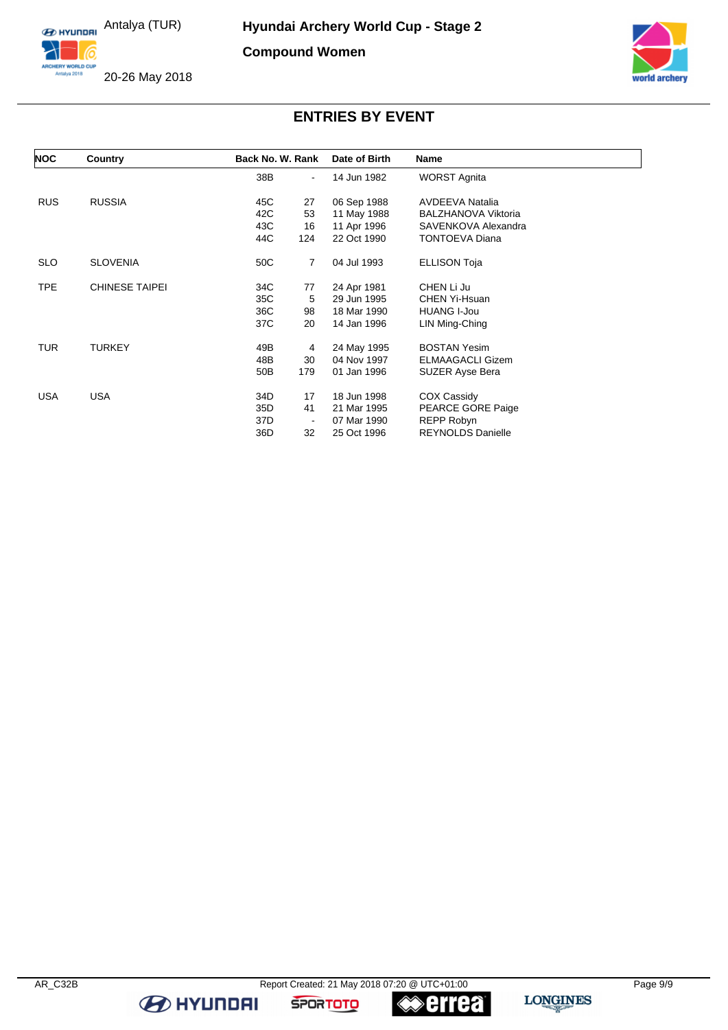## ENTRIES BY EVENT

| NOC | Country | Back No. | W. Rank | Date of Birth | Name |
|---|---|---|---|---|---|
| | | 38B | - | 14 Jun 1982 | WORST Agnita |
| RUS | RUSSIA | 45C | 27 | 06 Sep 1988 | AVDEEVA Natalia |
| | | 42C | 53 | 11 May 1988 | BALZHANOVA Viktoria |
| | | 43C | 16 | 11 Apr 1996 | SAVENKOVA Alexandra |
| | | 44C | 124 | 22 Oct 1990 | TONTOEVA Diana |
| SLO | SLOVENIA | 50C | 7 | 04 Jul 1993 | ELLISON Toja |
| TPE | CHINESE TAIPEI | 34C | 77 | 24 Apr 1981 | CHEN Li Ju |
| | | 35C | 5 | 29 Jun 1995 | CHEN Yi-Hsuan |
| | | 36C | 98 | 18 Mar 1990 | HUANG I-Jou |
| | | 37C | 20 | 14 Jan 1996 | LIN Ming-Ching |
| TUR | TURKEY | 49B | 4 | 24 May 1995 | BOSTAN Yesim |
| | | 48B | 30 | 04 Nov 1997 | ELMAAGACLI Gizem |
| | | 50B | 179 | 01 Jan 1996 | SUZER Ayse Bera |
| USA | USA | 34D | 17 | 18 Jun 1998 | COX Cassidy |
| | | 35D | 41 | 21 Mar 1995 | PEARCE GORE Paige |
| | | 37D | - | 07 Mar 1990 | REPP Robyn |
| | | 36D | 32 | 25 Oct 1996 | REYNOLDS Danielle |